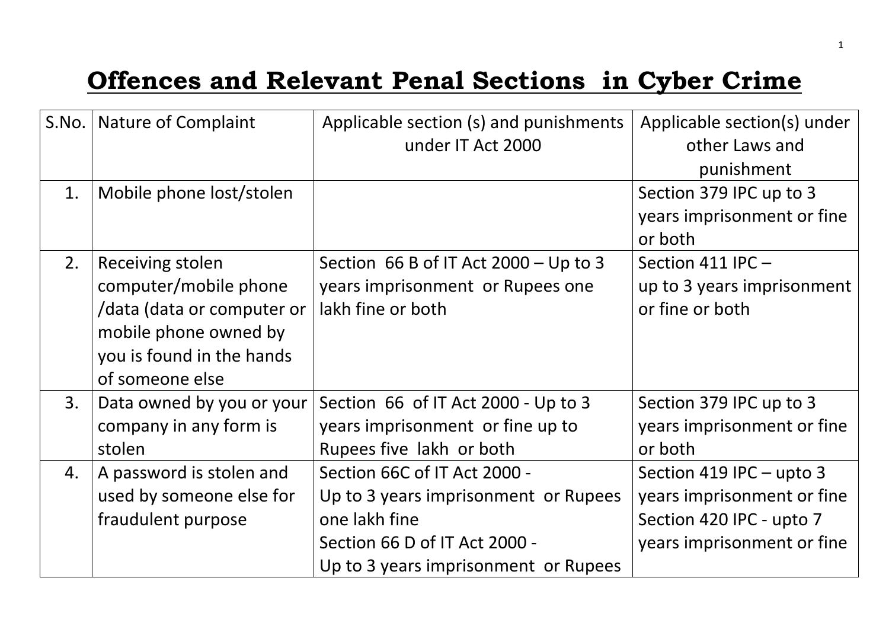# Offences and Relevant Penal Sections in Cyber Crime

| S.No. | Nature of Complaint | Applicable section (s) and punishments under IT Act 2000 | Applicable section(s) under other Laws and punishment |
|---|---|---|---|
| 1. | Mobile phone lost/stolen | | Section 379 IPC up to 3 years imprisonment or fine or both |
| 2. | Receiving stolen computer/mobile phone /data (data or computer or mobile phone owned by you is found in the hands of someone else | Section 66 B of IT Act 2000 – Up to 3 years imprisonment or Rupees one lakh fine or both | Section 411 IPC – up to 3 years imprisonment or fine or both |
| 3. | Data owned by you or your company in any form is stolen | Section 66 of IT Act 2000 - Up to 3 years imprisonment or fine up to Rupees five lakh or both | Section 379 IPC up to 3 years imprisonment or fine or both |
| 4. | A password is stolen and used by someone else for fraudulent purpose | Section 66C of IT Act 2000 - Up to 3 years imprisonment or Rupees one lakh fine<br>Section 66 D of IT Act 2000 - Up to 3 years imprisonment or Rupees | Section 419 IPC – upto 3 years imprisonment or fine<br>Section 420 IPC - upto 7 years imprisonment or fine |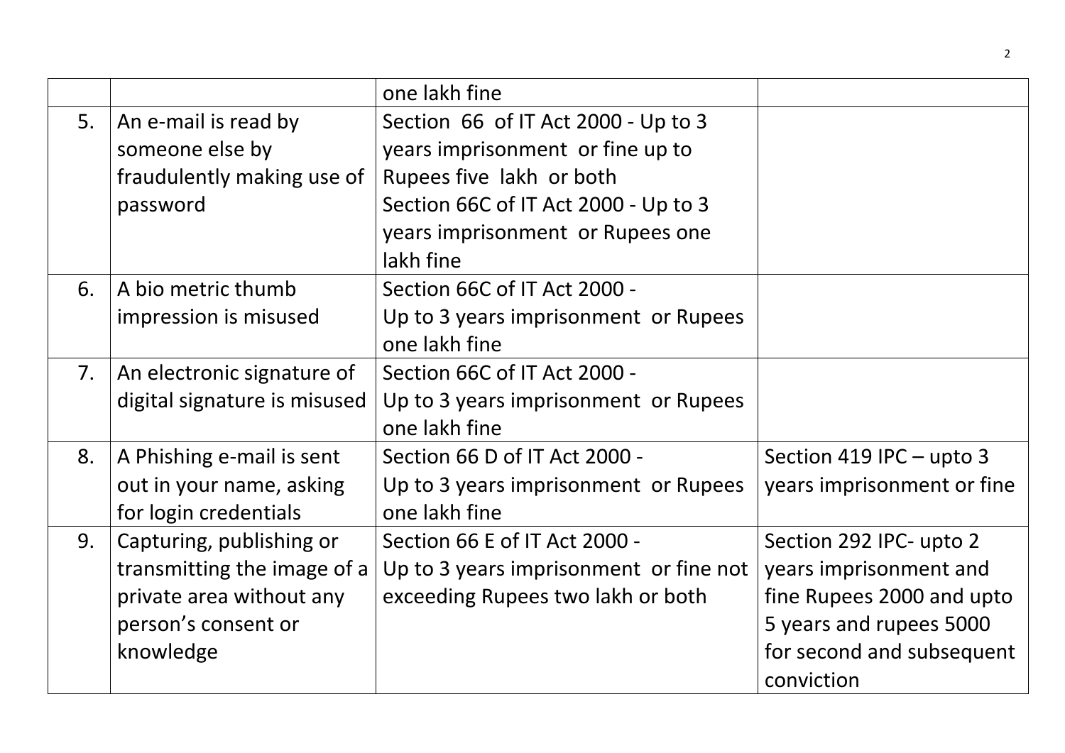| | | | |
|---|---|---|---|
| | | one lakh fine | |
| 5. | An e-mail is read by someone else by fraudulently making use of password | Section 66 of IT Act 2000 - Up to 3 years imprisonment or fine up to Rupees five lakh or both<br>Section 66C of IT Act 2000 - Up to 3 years imprisonment or Rupees one lakh fine | |
| 6. | A bio metric thumb impression is misused | Section 66C of IT Act 2000 -<br>Up to 3 years imprisonment or Rupees one lakh fine | |
| 7. | An electronic signature of digital signature is misused | Section 66C of IT Act 2000 -<br>Up to 3 years imprisonment or Rupees one lakh fine | |
| 8. | A Phishing e-mail is sent out in your name, asking for login credentials | Section 66 D of IT Act 2000 -<br>Up to 3 years imprisonment or Rupees one lakh fine | Section 419 IPC – upto 3 years imprisonment or fine |
| 9. | Capturing, publishing or transmitting the image of a private area without any person's consent or knowledge | Section 66 E of IT Act 2000 -<br>Up to 3 years imprisonment or fine not exceeding Rupees two lakh or both | Section 292 IPC- upto 2 years imprisonment and fine Rupees 2000 and upto 5 years and rupees 5000 for second and subsequent conviction |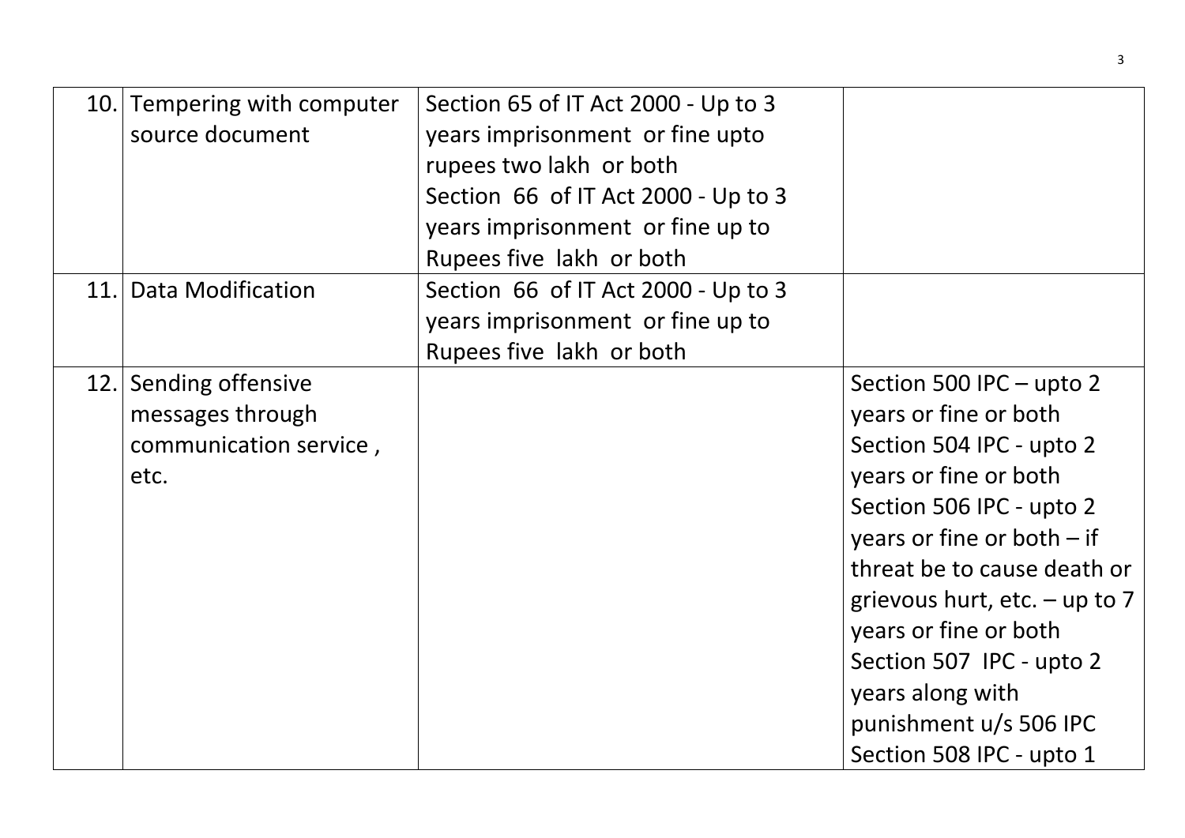| | | | |
|---|---|---|---|
| 10. | Tempering with computer source document | Section 65 of IT Act 2000 - Up to 3 years imprisonment or fine upto rupees two lakh or both<br>Section 66 of IT Act 2000 - Up to 3 years imprisonment or fine up to Rupees five lakh or both | |
| 11. | Data Modification | Section 66 of IT Act 2000 - Up to 3 years imprisonment or fine up to Rupees five lakh or both | |
| 12. | Sending offensive messages through communication service , etc. | | Section 500 IPC – upto 2 years or fine or both<br>Section 504 IPC - upto 2 years or fine or both<br>Section 506 IPC - upto 2 years or fine or both – if threat be to cause death or grievous hurt, etc. – up to 7 years or fine or both<br>Section 507 IPC - upto 2 years along with punishment u/s 506 IPC<br>Section 508 IPC - upto 1 |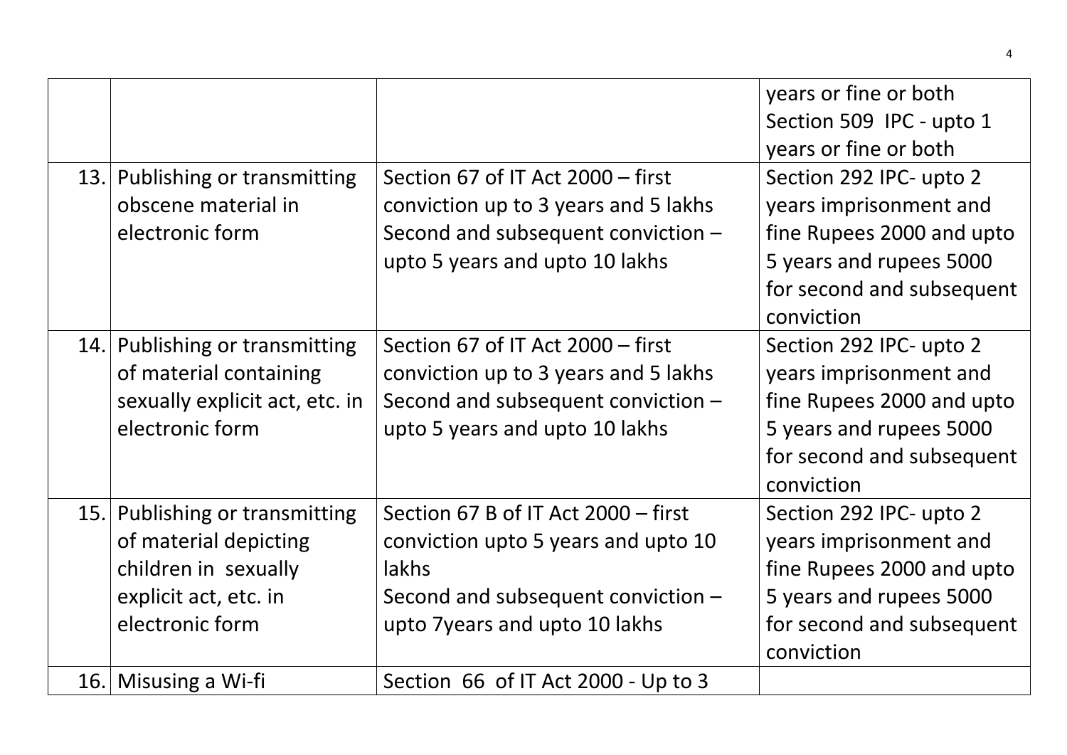| | | | |
|---|---|---|---|
| | | | years or fine or both<br>Section 509 IPC - upto 1 years or fine or both |
| 13. | Publishing or transmitting obscene material in electronic form | Section 67 of IT Act 2000 – first conviction up to 3 years and 5 lakhs<br>Second and subsequent conviction – upto 5 years and upto 10 lakhs | Section 292 IPC- upto 2 years imprisonment and fine Rupees 2000 and upto 5 years and rupees 5000 for second and subsequent conviction |
| 14. | Publishing or transmitting of material containing sexually explicit act, etc. in electronic form | Section 67 of IT Act 2000 – first conviction up to 3 years and 5 lakhs<br>Second and subsequent conviction – upto 5 years and upto 10 lakhs | Section 292 IPC- upto 2 years imprisonment and fine Rupees 2000 and upto 5 years and rupees 5000 for second and subsequent conviction |
| 15. | Publishing or transmitting of material depicting children in sexually explicit act, etc. in electronic form | Section 67 B of IT Act 2000 – first conviction upto 5 years and upto 10 lakhs<br>Second and subsequent conviction – upto 7years and upto 10 lakhs | Section 292 IPC- upto 2 years imprisonment and fine Rupees 2000 and upto 5 years and rupees 5000 for second and subsequent conviction |
| 16. | Misusing a Wi-fi | Section 66 of IT Act 2000 - Up to 3 | |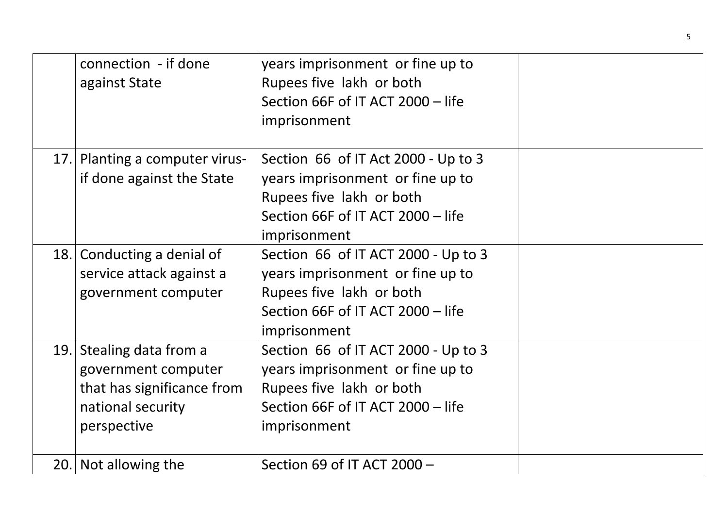|  |  |  |  |
|---|---|---|---|
|  | connection - if done against State | years imprisonment or fine up to Rupees five lakh or both<br>Section 66F of IT ACT 2000 – life imprisonment |  |
| 17. | Planting a computer virus- if done against the State | Section 66 of IT Act 2000 - Up to 3 years imprisonment or fine up to Rupees five lakh or both<br>Section 66F of IT ACT 2000 – life imprisonment |  |
| 18. | Conducting a denial of service attack against a government computer | Section 66 of IT ACT 2000 - Up to 3 years imprisonment or fine up to Rupees five lakh or both<br>Section 66F of IT ACT 2000 – life imprisonment |  |
| 19. | Stealing data from a government computer that has significance from national security perspective | Section 66 of IT ACT 2000 - Up to 3 years imprisonment or fine up to Rupees five lakh or both<br>Section 66F of IT ACT 2000 – life imprisonment |  |
| 20. | Not allowing the | Section 69 of IT ACT 2000 – |  |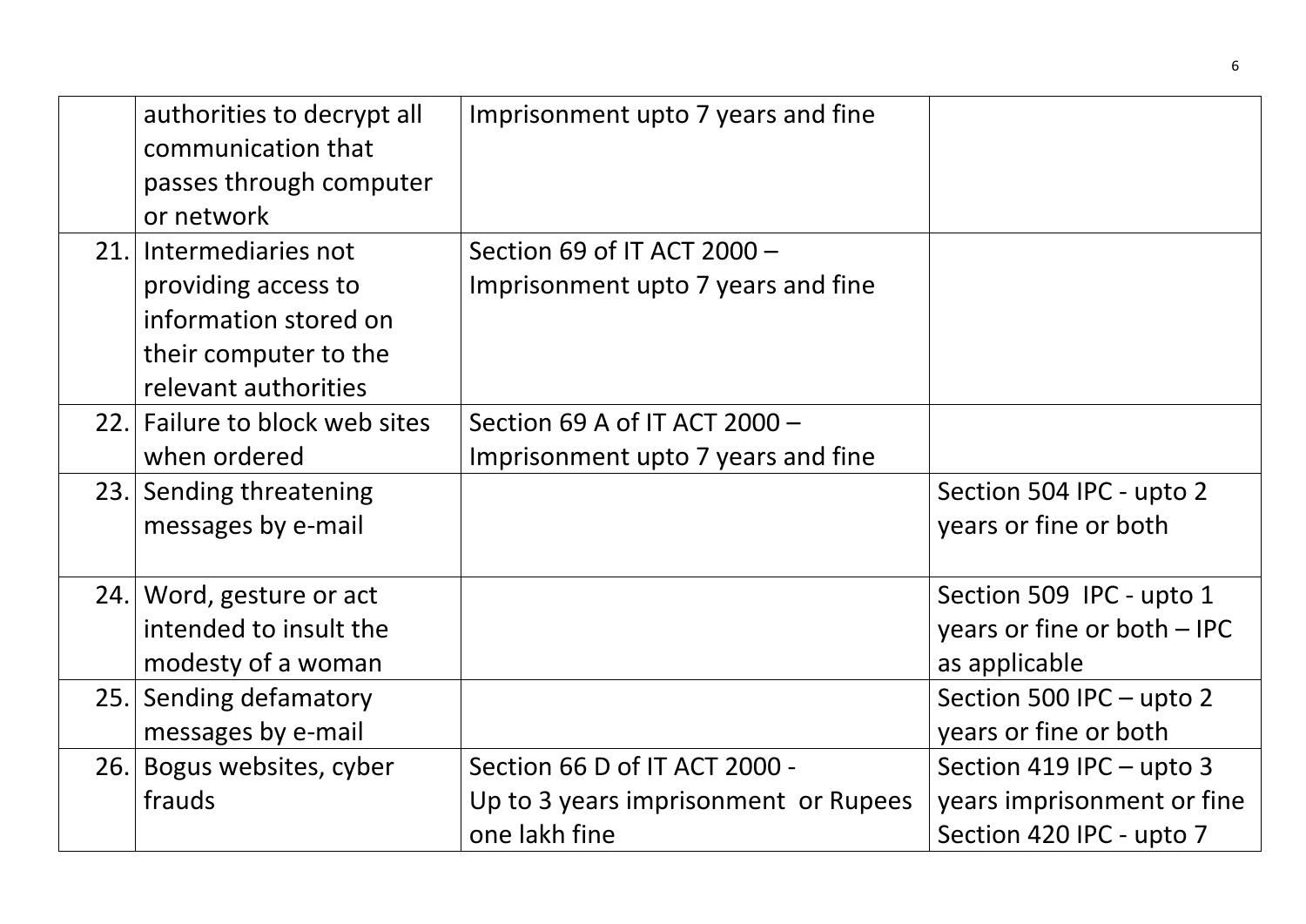| | | | |
|---|---|---|---|
| | authorities to decrypt all communication that passes through computer or network | Imprisonment upto 7 years and fine | |
| 21. | Intermediaries not providing access to information stored on their computer to the relevant authorities | Section 69 of IT ACT 2000 – Imprisonment upto 7 years and fine | |
| 22. | Failure to block web sites when ordered | Section 69 A of IT ACT 2000 – Imprisonment upto 7 years and fine | |
| 23. | Sending threatening messages by e-mail | | Section 504 IPC - upto 2 years or fine or both |
| 24. | Word, gesture or act intended to insult the modesty of a woman | | Section 509 IPC - upto 1 years or fine or both – IPC as applicable |
| 25. | Sending defamatory messages by e-mail | | Section 500 IPC – upto 2 years or fine or both |
| 26. | Bogus websites, cyber frauds | Section 66 D of IT ACT 2000 - Up to 3 years imprisonment or Rupees one lakh fine | Section 419 IPC – upto 3 years imprisonment or fine Section 420 IPC - upto 7 |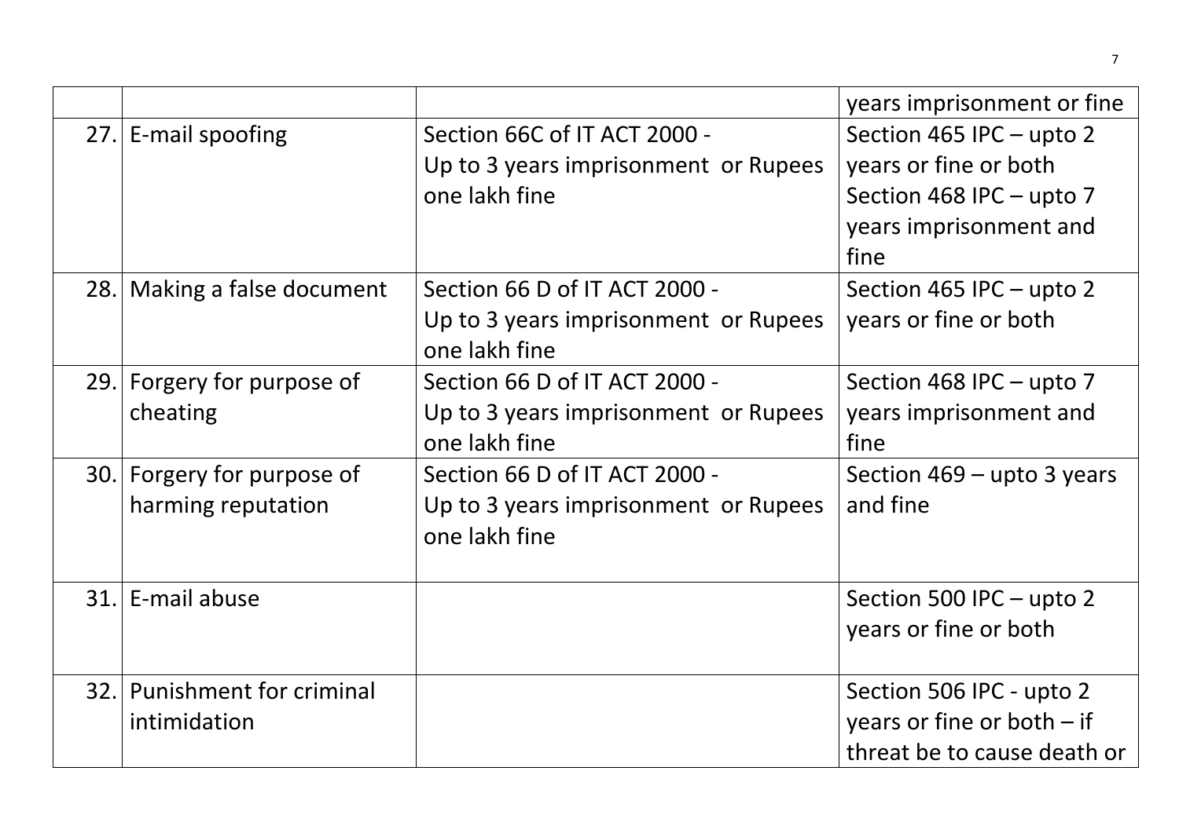|  |  |  | years imprisonment or fine |
|---|---|---|---|
| 27. | E-mail spoofing | Section 66C of IT ACT 2000 - Up to 3 years imprisonment or Rupees one lakh fine | Section 465 IPC – upto 2 years or fine or both Section 468 IPC – upto 7 years imprisonment and fine |
| 28. | Making a false document | Section 66 D of IT ACT 2000 - Up to 3 years imprisonment or Rupees one lakh fine | Section 465 IPC – upto 2 years or fine or both |
| 29. | Forgery for purpose of cheating | Section 66 D of IT ACT 2000 - Up to 3 years imprisonment or Rupees one lakh fine | Section 468 IPC – upto 7 years imprisonment and fine |
| 30. | Forgery for purpose of harming reputation | Section 66 D of IT ACT 2000 - Up to 3 years imprisonment or Rupees one lakh fine | Section 469 – upto 3 years and fine |
| 31. | E-mail abuse |  | Section 500 IPC – upto 2 years or fine or both |
| 32. | Punishment for criminal intimidation |  | Section 506 IPC - upto 2 years or fine or both – if threat be to cause death or |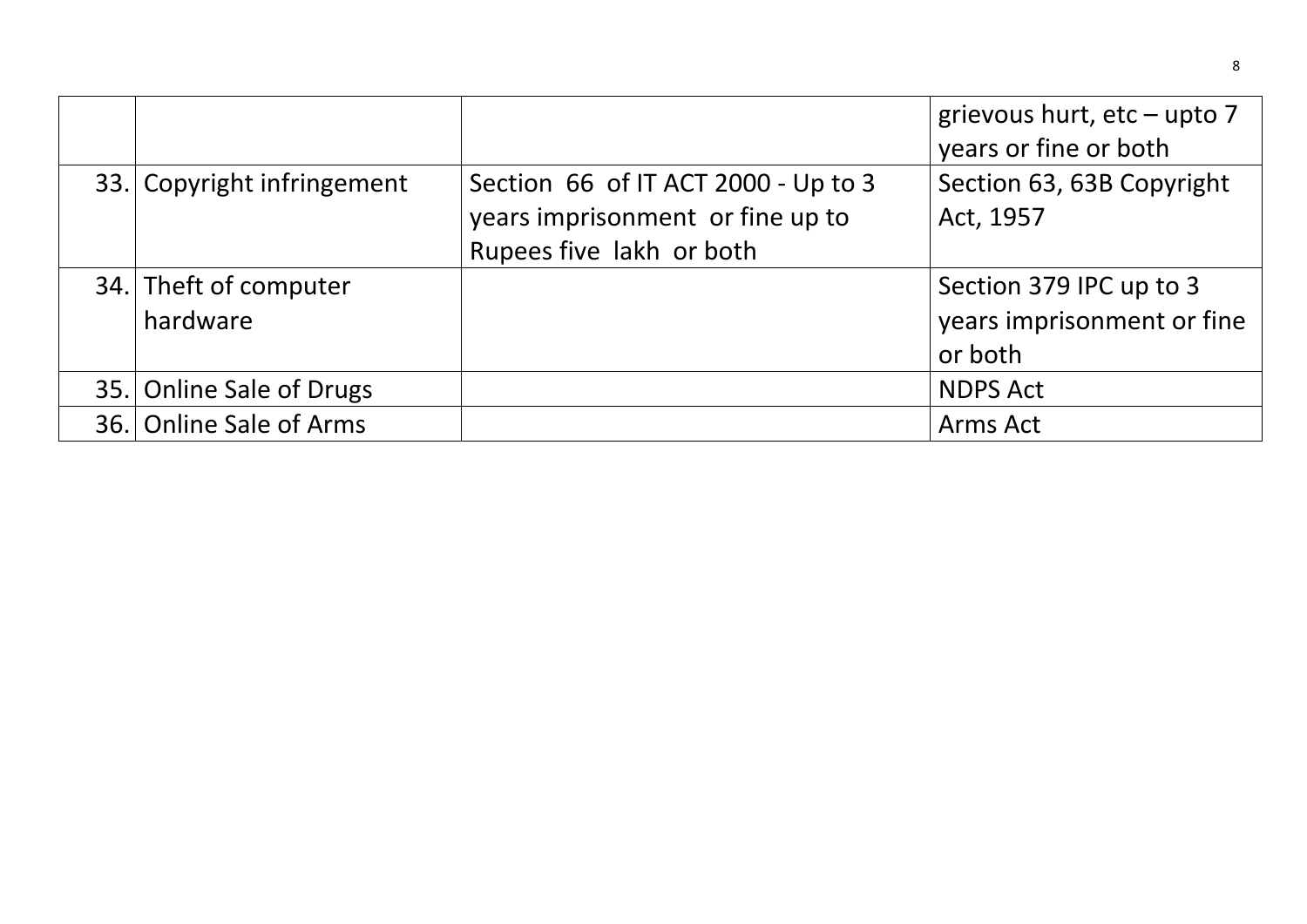| | | | |
|---|---|---|---|
| | | | grievous hurt, etc – upto 7 years or fine or both |
| 33. | Copyright infringement | Section 66 of IT ACT 2000 - Up to 3 years imprisonment or fine up to Rupees five lakh or both | Section 63, 63B Copyright Act, 1957 |
| 34. | Theft of computer hardware | | Section 379 IPC up to 3 years imprisonment or fine or both |
| 35. | Online Sale of Drugs | | NDPS Act |
| 36. | Online Sale of Arms | | Arms Act |